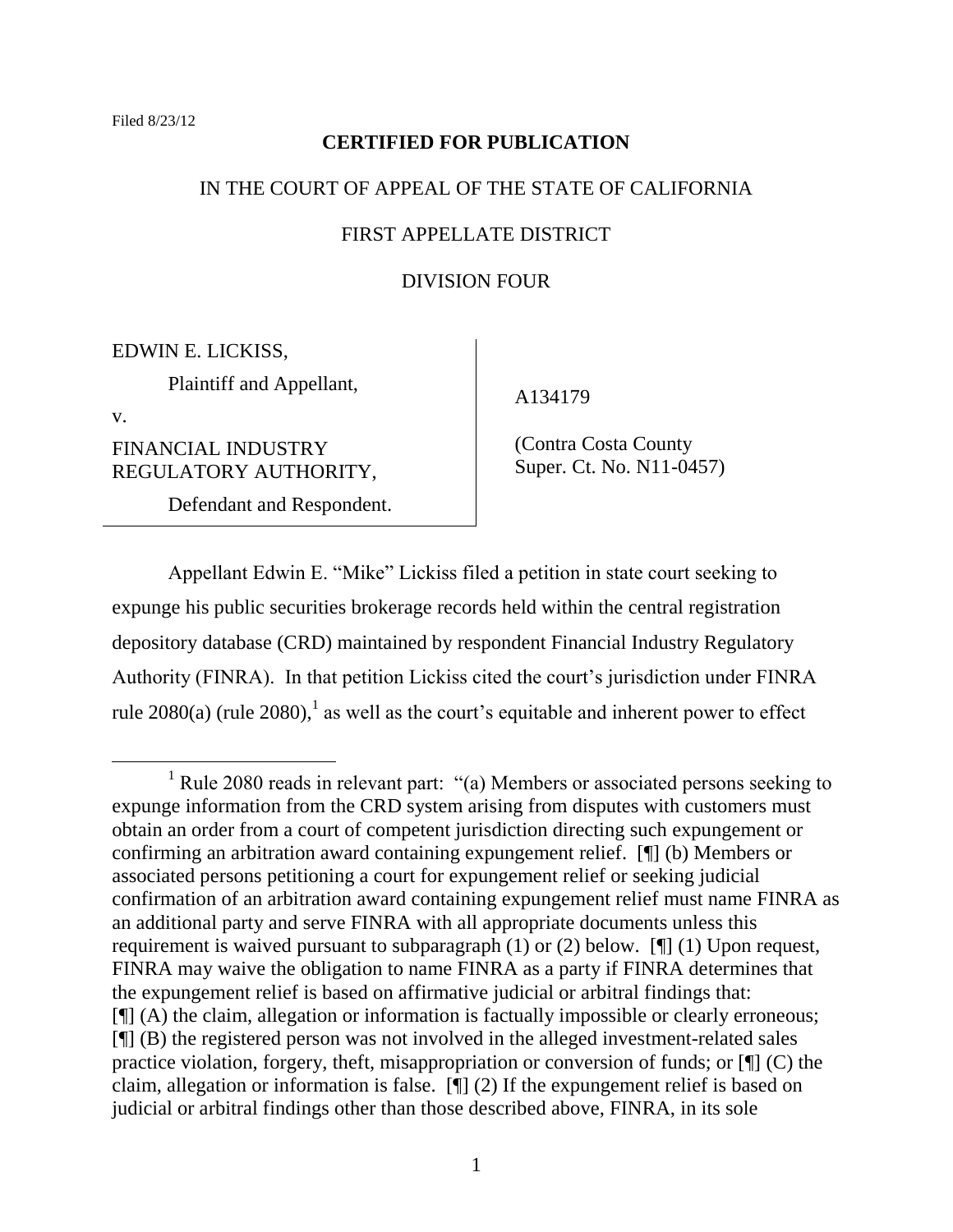Filed 8/23/12

**CERTIFIED FOR PUBLICATION**

IN THE COURT OF APPEAL OF THE STATE OF CALIFORNIA

FIRST APPELLATE DISTRICT

DIVISION FOUR

EDWIN E. LICKISS,

Plaintiff and Appellant,

v.

FINANCIAL INDUSTRY REGULATORY AUTHORITY,

Defendant and Respondent.

A134179

(Contra Costa County Super. Ct. No. N11-0457)

Appellant Edwin E. "Mike" Lickiss filed a petition in state court seeking to expunge his public securities brokerage records held within the central registration depository database (CRD) maintained by respondent Financial Industry Regulatory Authority (FINRA). In that petition Lickiss cited the court's jurisdiction under FINRA rule 2080(a) (rule 2080),[1] as well as the court's equitable and inherent power to effect

---

[1] Rule 2080 reads in relevant part: "(a) Members or associated persons seeking to expunge information from the CRD system arising from disputes with customers must obtain an order from a court of competent jurisdiction directing such expungement or confirming an arbitration award containing expungement relief. [¶] (b) Members or associated persons petitioning a court for expungement relief or seeking judicial confirmation of an arbitration award containing expungement relief must name FINRA as an additional party and serve FINRA with all appropriate documents unless this requirement is waived pursuant to subparagraph (1) or (2) below. [¶] (1) Upon request, FINRA may waive the obligation to name FINRA as a party if FINRA determines that the expungement relief is based on affirmative judicial or arbitral findings that: [¶] (A) the claim, allegation or information is factually impossible or clearly erroneous; [¶] (B) the registered person was not involved in the alleged investment-related sales practice violation, forgery, theft, misappropriation or conversion of funds; or [¶] (C) the claim, allegation or information is false. [¶] (2) If the expungement relief is based on judicial or arbitral findings other than those described above, FINRA, in its sole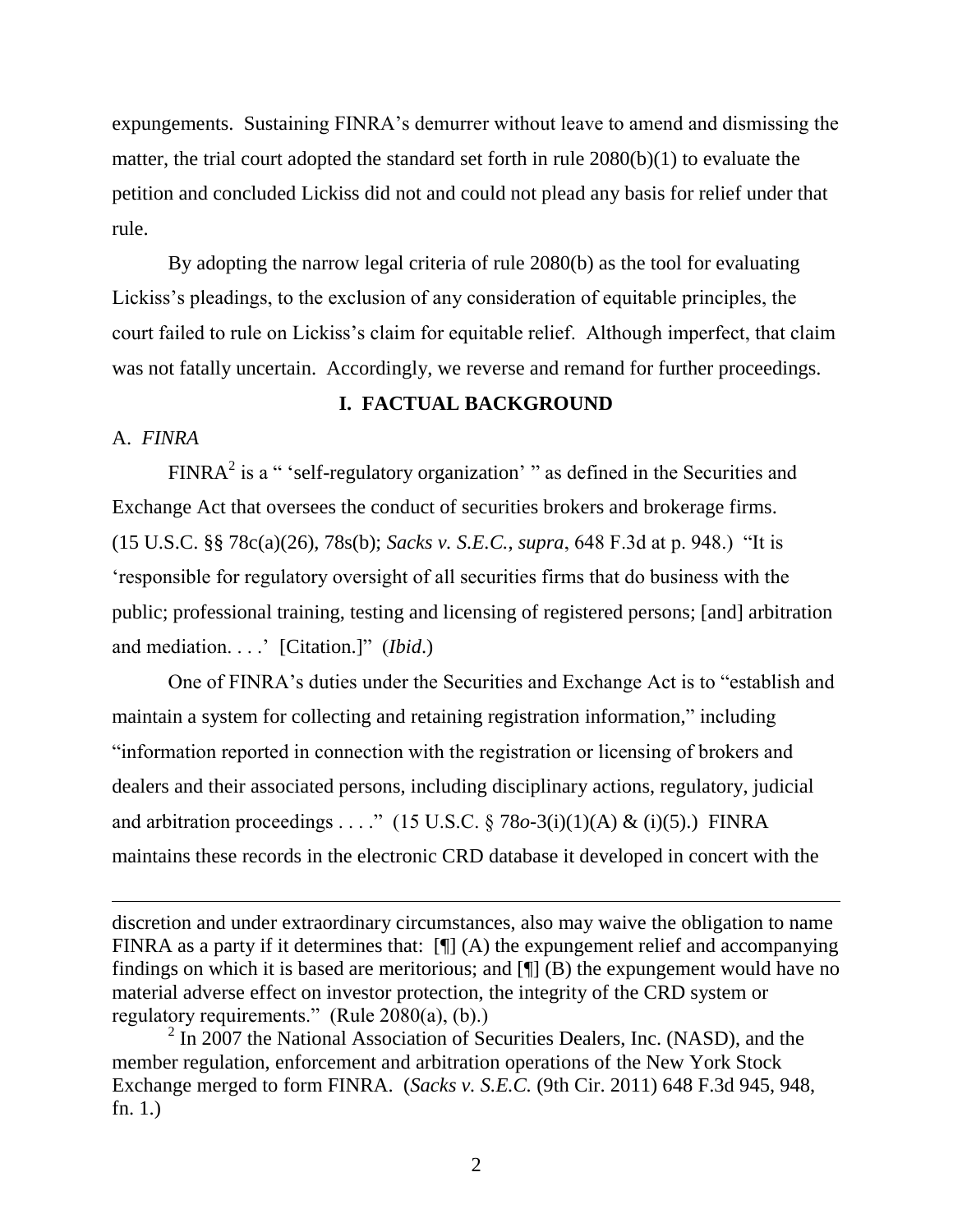expungements. Sustaining FINRA's demurrer without leave to amend and dismissing the matter, the trial court adopted the standard set forth in rule 2080(b)(1) to evaluate the petition and concluded Lickiss did not and could not plead any basis for relief under that rule.

By adopting the narrow legal criteria of rule 2080(b) as the tool for evaluating Lickiss's pleadings, to the exclusion of any consideration of equitable principles, the court failed to rule on Lickiss's claim for equitable relief. Although imperfect, that claim was not fatally uncertain. Accordingly, we reverse and remand for further proceedings.

## I. FACTUAL BACKGROUND

### A. *FINRA*

FINRA[2] is a " 'self-regulatory organization' " as defined in the Securities and Exchange Act that oversees the conduct of securities brokers and brokerage firms. (15 U.S.C. §§ 78c(a)(26), 78s(b); *Sacks v. S.E.C.*, *supra*, 648 F.3d at p. 948.) "It is 'responsible for regulatory oversight of all securities firms that do business with the public; professional training, testing and licensing of registered persons; [and] arbitration and mediation. . . .' [Citation.]" (*Ibid*.)

One of FINRA's duties under the Securities and Exchange Act is to "establish and maintain a system for collecting and retaining registration information," including "information reported in connection with the registration or licensing of brokers and dealers and their associated persons, including disciplinary actions, regulatory, judicial and arbitration proceedings . . . ." (15 U.S.C. § 78*o*-3(i)(1)(A) & (i)(5).) FINRA maintains these records in the electronic CRD database it developed in concert with the

---

discretion and under extraordinary circumstances, also may waive the obligation to name FINRA as a party if it determines that: [¶] (A) the expungement relief and accompanying findings on which it is based are meritorious; and [¶] (B) the expungement would have no material adverse effect on investor protection, the integrity of the CRD system or regulatory requirements." (Rule 2080(a), (b).)

[2] In 2007 the National Association of Securities Dealers, Inc. (NASD), and the member regulation, enforcement and arbitration operations of the New York Stock Exchange merged to form FINRA. (*Sacks v. S.E.C.* (9th Cir. 2011) 648 F.3d 945, 948, fn. 1.)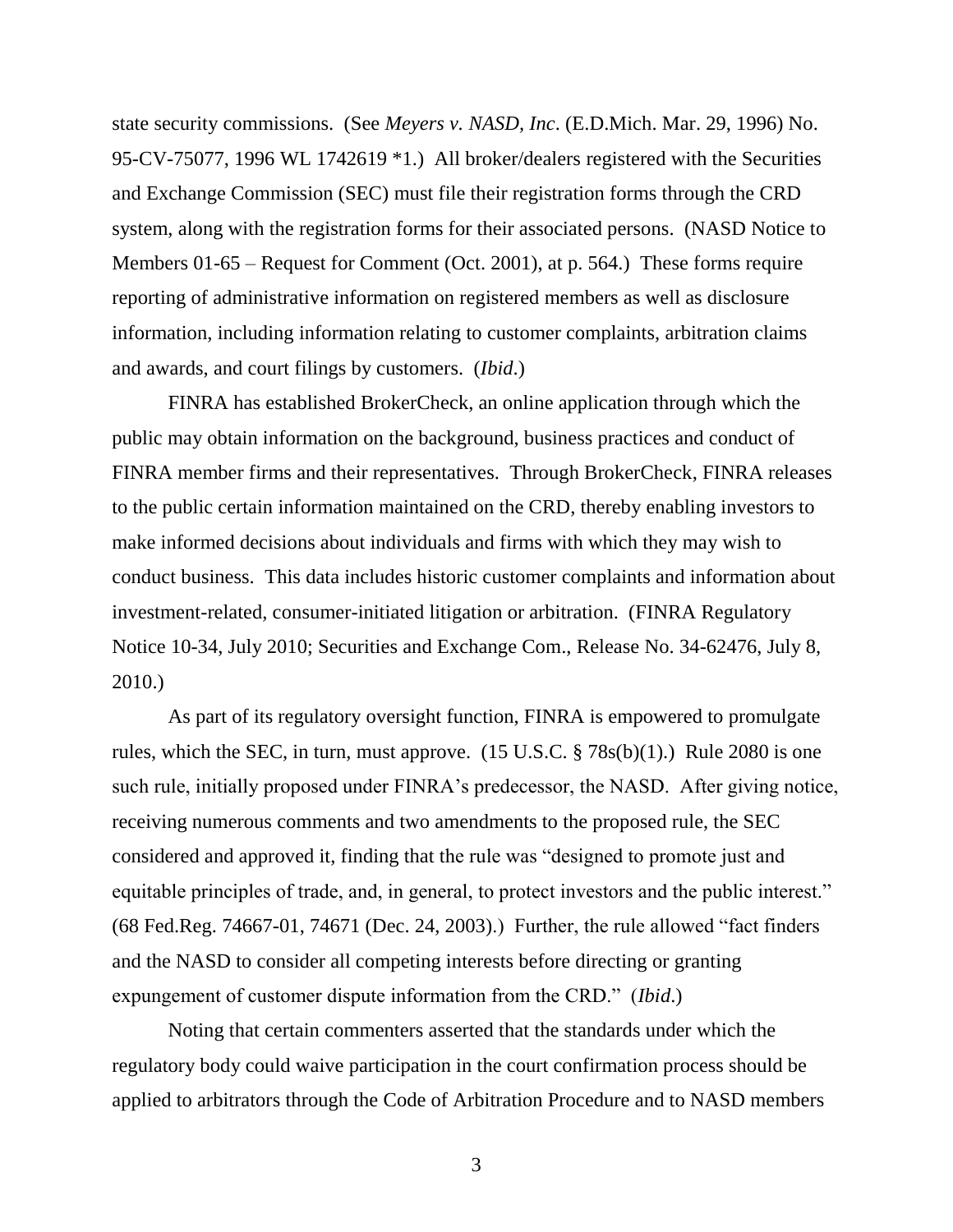state security commissions. (See *Meyers v. NASD, Inc*. (E.D.Mich. Mar. 29, 1996) No. 95-CV-75077, 1996 WL 1742619 *1.) All broker/dealers registered with the Securities and Exchange Commission (SEC) must file their registration forms through the CRD system, along with the registration forms for their associated persons. (NASD Notice to Members 01-65 – Request for Comment (Oct. 2001), at p. 564.) These forms require reporting of administrative information on registered members as well as disclosure information, including information relating to customer complaints, arbitration claims and awards, and court filings by customers. (*Ibid*.)

FINRA has established BrokerCheck, an online application through which the public may obtain information on the background, business practices and conduct of FINRA member firms and their representatives. Through BrokerCheck, FINRA releases to the public certain information maintained on the CRD, thereby enabling investors to make informed decisions about individuals and firms with which they may wish to conduct business. This data includes historic customer complaints and information about investment-related, consumer-initiated litigation or arbitration. (FINRA Regulatory Notice 10-34, July 2010; Securities and Exchange Com., Release No. 34-62476, July 8, 2010.)

As part of its regulatory oversight function, FINRA is empowered to promulgate rules, which the SEC, in turn, must approve. (15 U.S.C. § 78s(b)(1).) Rule 2080 is one such rule, initially proposed under FINRA's predecessor, the NASD. After giving notice, receiving numerous comments and two amendments to the proposed rule, the SEC considered and approved it, finding that the rule was "designed to promote just and equitable principles of trade, and, in general, to protect investors and the public interest." (68 Fed.Reg. 74667-01, 74671 (Dec. 24, 2003).) Further, the rule allowed "fact finders and the NASD to consider all competing interests before directing or granting expungement of customer dispute information from the CRD." (*Ibid*.)

Noting that certain commenters asserted that the standards under which the regulatory body could waive participation in the court confirmation process should be applied to arbitrators through the Code of Arbitration Procedure and to NASD members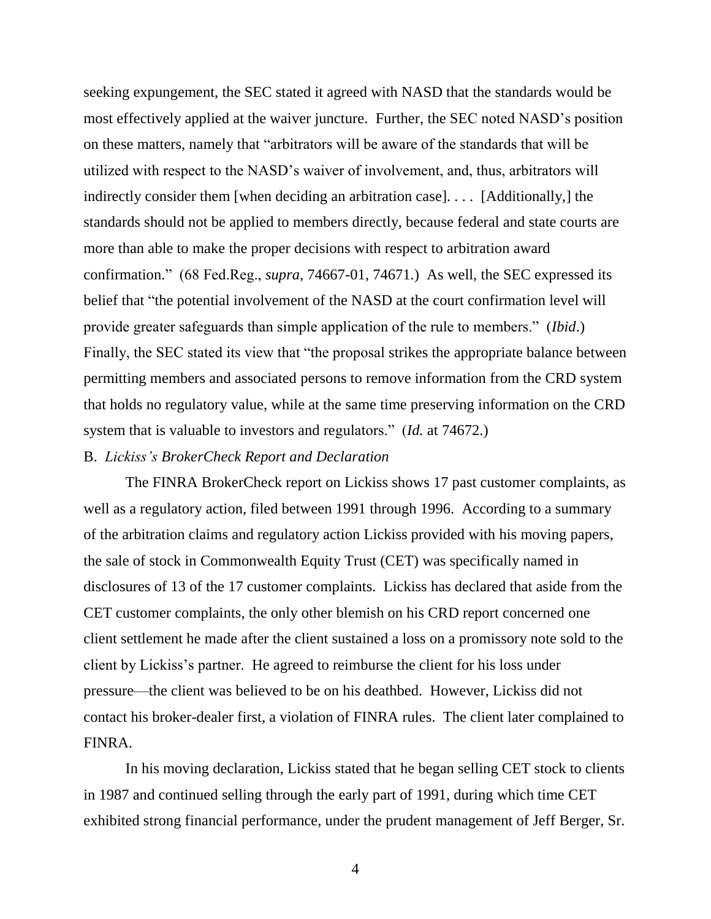seeking expungement, the SEC stated it agreed with NASD that the standards would be most effectively applied at the waiver juncture. Further, the SEC noted NASD's position on these matters, namely that "arbitrators will be aware of the standards that will be utilized with respect to the NASD's waiver of involvement, and, thus, arbitrators will indirectly consider them [when deciding an arbitration case]. . . . [Additionally,] the standards should not be applied to members directly, because federal and state courts are more than able to make the proper decisions with respect to arbitration award confirmation." (68 Fed.Reg., *supra*, 74667-01, 74671.) As well, the SEC expressed its belief that "the potential involvement of the NASD at the court confirmation level will provide greater safeguards than simple application of the rule to members." (*Ibid*.) Finally, the SEC stated its view that "the proposal strikes the appropriate balance between permitting members and associated persons to remove information from the CRD system that holds no regulatory value, while at the same time preserving information on the CRD system that is valuable to investors and regulators." (*Id.* at 74672.)

B. *Lickiss's BrokerCheck Report and Declaration*

The FINRA BrokerCheck report on Lickiss shows 17 past customer complaints, as well as a regulatory action, filed between 1991 through 1996. According to a summary of the arbitration claims and regulatory action Lickiss provided with his moving papers, the sale of stock in Commonwealth Equity Trust (CET) was specifically named in disclosures of 13 of the 17 customer complaints. Lickiss has declared that aside from the CET customer complaints, the only other blemish on his CRD report concerned one client settlement he made after the client sustained a loss on a promissory note sold to the client by Lickiss's partner. He agreed to reimburse the client for his loss under pressure—the client was believed to be on his deathbed. However, Lickiss did not contact his broker-dealer first, a violation of FINRA rules. The client later complained to FINRA.

In his moving declaration, Lickiss stated that he began selling CET stock to clients in 1987 and continued selling through the early part of 1991, during which time CET exhibited strong financial performance, under the prudent management of Jeff Berger, Sr.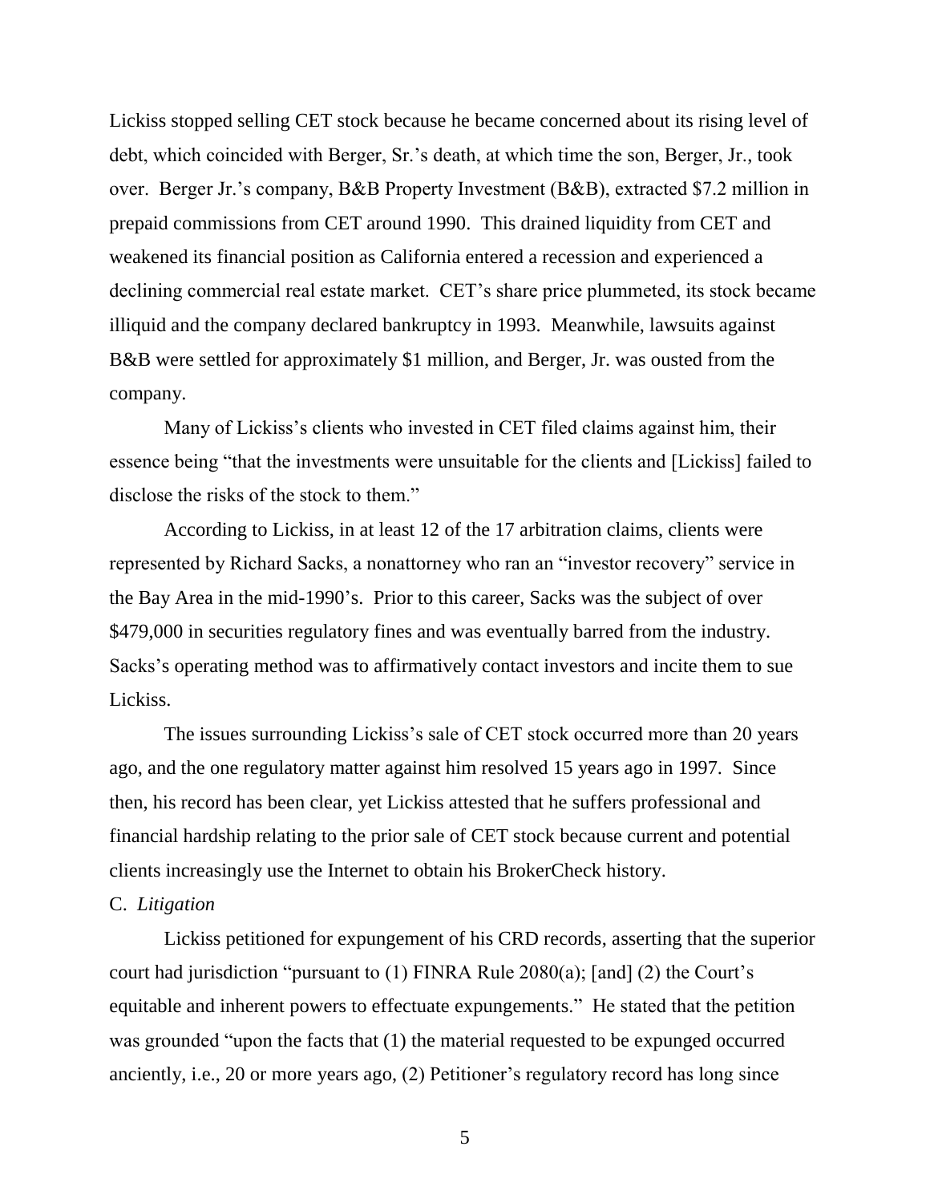Lickiss stopped selling CET stock because he became concerned about its rising level of debt, which coincided with Berger, Sr.'s death, at which time the son, Berger, Jr., took over. Berger Jr.'s company, B&B Property Investment (B&B), extracted $7.2 million in prepaid commissions from CET around 1990. This drained liquidity from CET and weakened its financial position as California entered a recession and experienced a declining commercial real estate market. CET's share price plummeted, its stock became illiquid and the company declared bankruptcy in 1993. Meanwhile, lawsuits against B&B were settled for approximately $1 million, and Berger, Jr. was ousted from the company.

Many of Lickiss's clients who invested in CET filed claims against him, their essence being "that the investments were unsuitable for the clients and [Lickiss] failed to disclose the risks of the stock to them."

According to Lickiss, in at least 12 of the 17 arbitration claims, clients were represented by Richard Sacks, a nonattorney who ran an "investor recovery" service in the Bay Area in the mid-1990's. Prior to this career, Sacks was the subject of over $479,000 in securities regulatory fines and was eventually barred from the industry. Sacks's operating method was to affirmatively contact investors and incite them to sue Lickiss.

The issues surrounding Lickiss's sale of CET stock occurred more than 20 years ago, and the one regulatory matter against him resolved 15 years ago in 1997. Since then, his record has been clear, yet Lickiss attested that he suffers professional and financial hardship relating to the prior sale of CET stock because current and potential clients increasingly use the Internet to obtain his BrokerCheck history.

C. *Litigation*

Lickiss petitioned for expungement of his CRD records, asserting that the superior court had jurisdiction "pursuant to (1) FINRA Rule 2080(a); [and] (2) the Court's equitable and inherent powers to effectuate expungements." He stated that the petition was grounded "upon the facts that (1) the material requested to be expunged occurred anciently, i.e., 20 or more years ago, (2) Petitioner's regulatory record has long since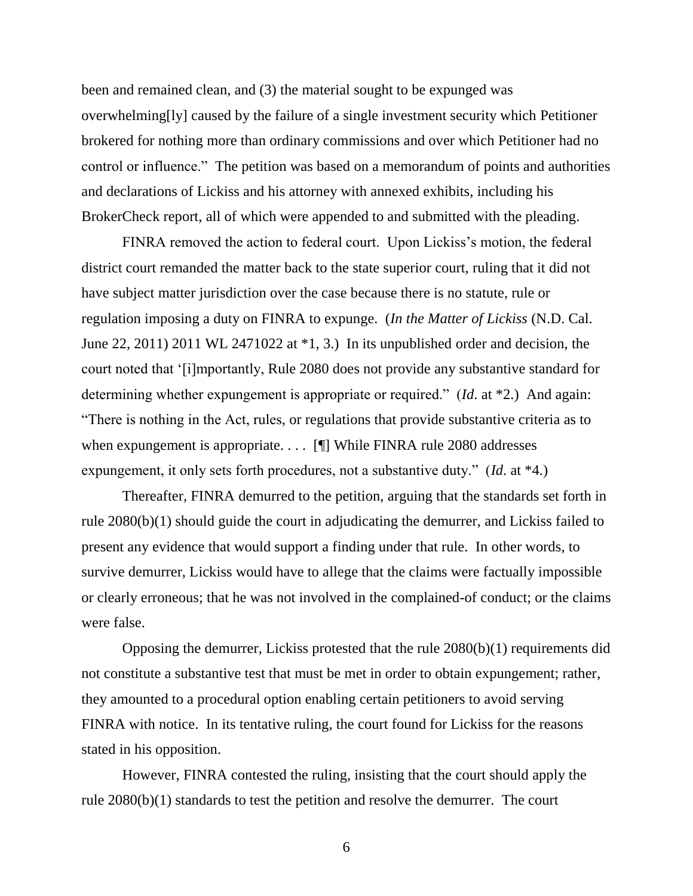been and remained clean, and (3) the material sought to be expunged was overwhelming[ly] caused by the failure of a single investment security which Petitioner brokered for nothing more than ordinary commissions and over which Petitioner had no control or influence." The petition was based on a memorandum of points and authorities and declarations of Lickiss and his attorney with annexed exhibits, including his BrokerCheck report, all of which were appended to and submitted with the pleading.

FINRA removed the action to federal court. Upon Lickiss's motion, the federal district court remanded the matter back to the state superior court, ruling that it did not have subject matter jurisdiction over the case because there is no statute, rule or regulation imposing a duty on FINRA to expunge. (*In the Matter of Lickiss* (N.D. Cal. June 22, 2011) 2011 WL 2471022 at *1, 3.) In its unpublished order and decision, the court noted that '[i]mportantly, Rule 2080 does not provide any substantive standard for determining whether expungement is appropriate or required." (*Id*. at *2.) And again: "There is nothing in the Act, rules, or regulations that provide substantive criteria as to when expungement is appropriate. . . . [¶] While FINRA rule 2080 addresses expungement, it only sets forth procedures, not a substantive duty." (*Id*. at *4.)

Thereafter, FINRA demurred to the petition, arguing that the standards set forth in rule 2080(b)(1) should guide the court in adjudicating the demurrer, and Lickiss failed to present any evidence that would support a finding under that rule. In other words, to survive demurrer, Lickiss would have to allege that the claims were factually impossible or clearly erroneous; that he was not involved in the complained-of conduct; or the claims were false.

Opposing the demurrer, Lickiss protested that the rule 2080(b)(1) requirements did not constitute a substantive test that must be met in order to obtain expungement; rather, they amounted to a procedural option enabling certain petitioners to avoid serving FINRA with notice. In its tentative ruling, the court found for Lickiss for the reasons stated in his opposition.

However, FINRA contested the ruling, insisting that the court should apply the rule 2080(b)(1) standards to test the petition and resolve the demurrer. The court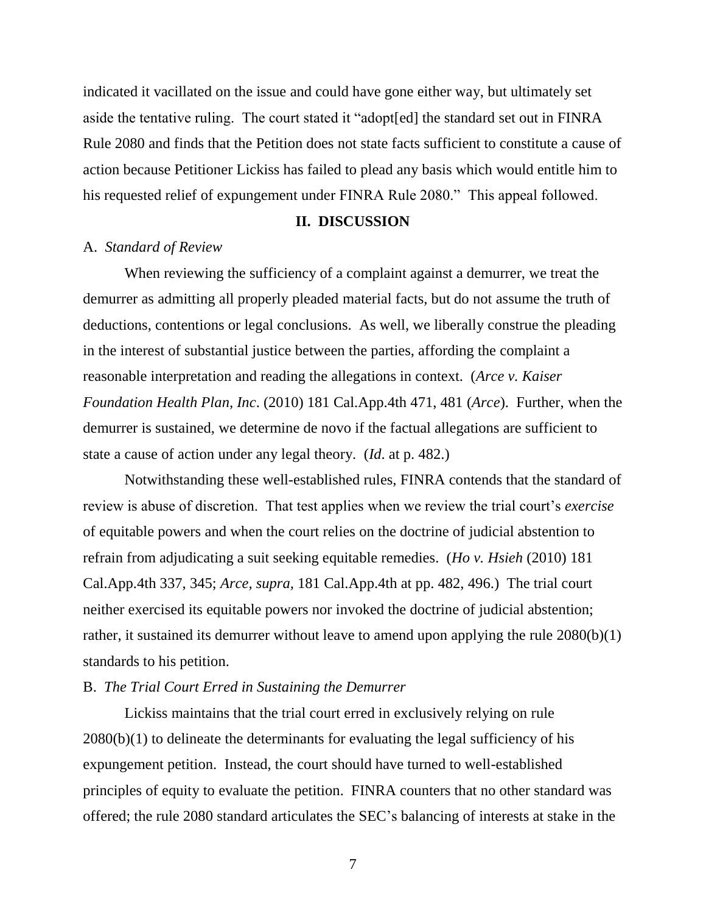indicated it vacillated on the issue and could have gone either way, but ultimately set aside the tentative ruling. The court stated it "adopt[ed] the standard set out in FINRA Rule 2080 and finds that the Petition does not state facts sufficient to constitute a cause of action because Petitioner Lickiss has failed to plead any basis which would entitle him to his requested relief of expungement under FINRA Rule 2080." This appeal followed.

## II. DISCUSSION

### A. *Standard of Review*

When reviewing the sufficiency of a complaint against a demurrer, we treat the demurrer as admitting all properly pleaded material facts, but do not assume the truth of deductions, contentions or legal conclusions. As well, we liberally construe the pleading in the interest of substantial justice between the parties, affording the complaint a reasonable interpretation and reading the allegations in context. (*Arce v. Kaiser Foundation Health Plan, Inc*. (2010) 181 Cal.App.4th 471, 481 (*Arce*). Further, when the demurrer is sustained, we determine de novo if the factual allegations are sufficient to state a cause of action under any legal theory. (*Id*. at p. 482.)

Notwithstanding these well-established rules, FINRA contends that the standard of review is abuse of discretion. That test applies when we review the trial court's *exercise* of equitable powers and when the court relies on the doctrine of judicial abstention to refrain from adjudicating a suit seeking equitable remedies. (*Ho v. Hsieh* (2010) 181 Cal.App.4th 337, 345; *Arce, supra*, 181 Cal.App.4th at pp. 482, 496.) The trial court neither exercised its equitable powers nor invoked the doctrine of judicial abstention; rather, it sustained its demurrer without leave to amend upon applying the rule 2080(b)(1) standards to his petition.

### B. *The Trial Court Erred in Sustaining the Demurrer*

Lickiss maintains that the trial court erred in exclusively relying on rule 2080(b)(1) to delineate the determinants for evaluating the legal sufficiency of his expungement petition. Instead, the court should have turned to well-established principles of equity to evaluate the petition. FINRA counters that no other standard was offered; the rule 2080 standard articulates the SEC's balancing of interests at stake in the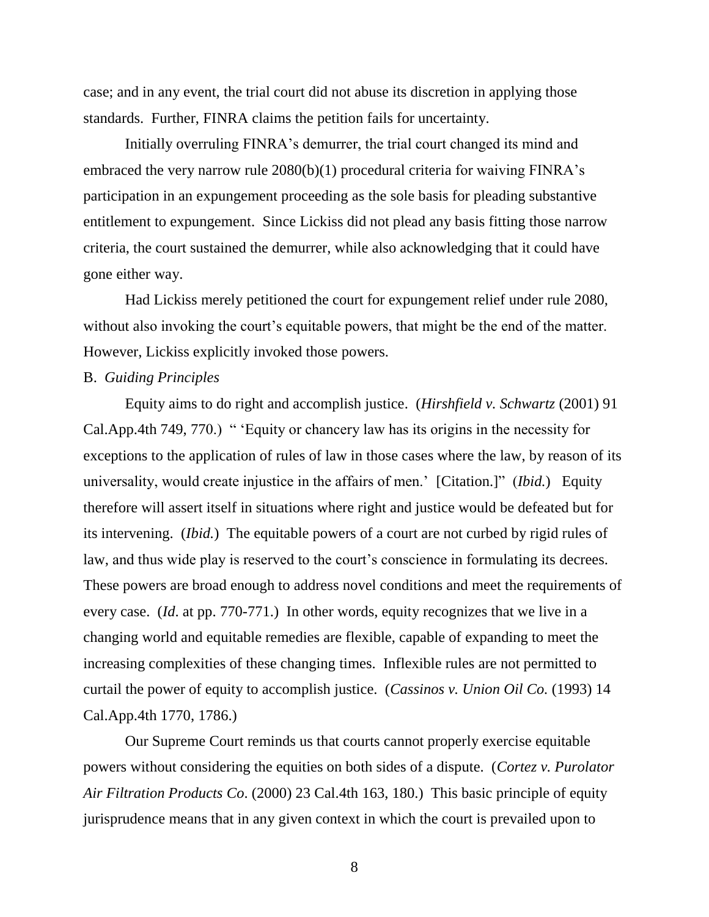case; and in any event, the trial court did not abuse its discretion in applying those standards. Further, FINRA claims the petition fails for uncertainty.

Initially overruling FINRA's demurrer, the trial court changed its mind and embraced the very narrow rule 2080(b)(1) procedural criteria for waiving FINRA's participation in an expungement proceeding as the sole basis for pleading substantive entitlement to expungement. Since Lickiss did not plead any basis fitting those narrow criteria, the court sustained the demurrer, while also acknowledging that it could have gone either way.

Had Lickiss merely petitioned the court for expungement relief under rule 2080, without also invoking the court's equitable powers, that might be the end of the matter. However, Lickiss explicitly invoked those powers.

B. *Guiding Principles*

Equity aims to do right and accomplish justice. (*Hirshfield v. Schwartz* (2001) 91 Cal.App.4th 749, 770.) " 'Equity or chancery law has its origins in the necessity for exceptions to the application of rules of law in those cases where the law, by reason of its universality, would create injustice in the affairs of men.' [Citation.]" (*Ibid.*) Equity therefore will assert itself in situations where right and justice would be defeated but for its intervening. (*Ibid.*) The equitable powers of a court are not curbed by rigid rules of law, and thus wide play is reserved to the court's conscience in formulating its decrees. These powers are broad enough to address novel conditions and meet the requirements of every case. (*Id*. at pp. 770-771.) In other words, equity recognizes that we live in a changing world and equitable remedies are flexible, capable of expanding to meet the increasing complexities of these changing times. Inflexible rules are not permitted to curtail the power of equity to accomplish justice. (*Cassinos v. Union Oil Co.* (1993) 14 Cal.App.4th 1770, 1786.)

Our Supreme Court reminds us that courts cannot properly exercise equitable powers without considering the equities on both sides of a dispute. (*Cortez v. Purolator Air Filtration Products Co*. (2000) 23 Cal.4th 163, 180.) This basic principle of equity jurisprudence means that in any given context in which the court is prevailed upon to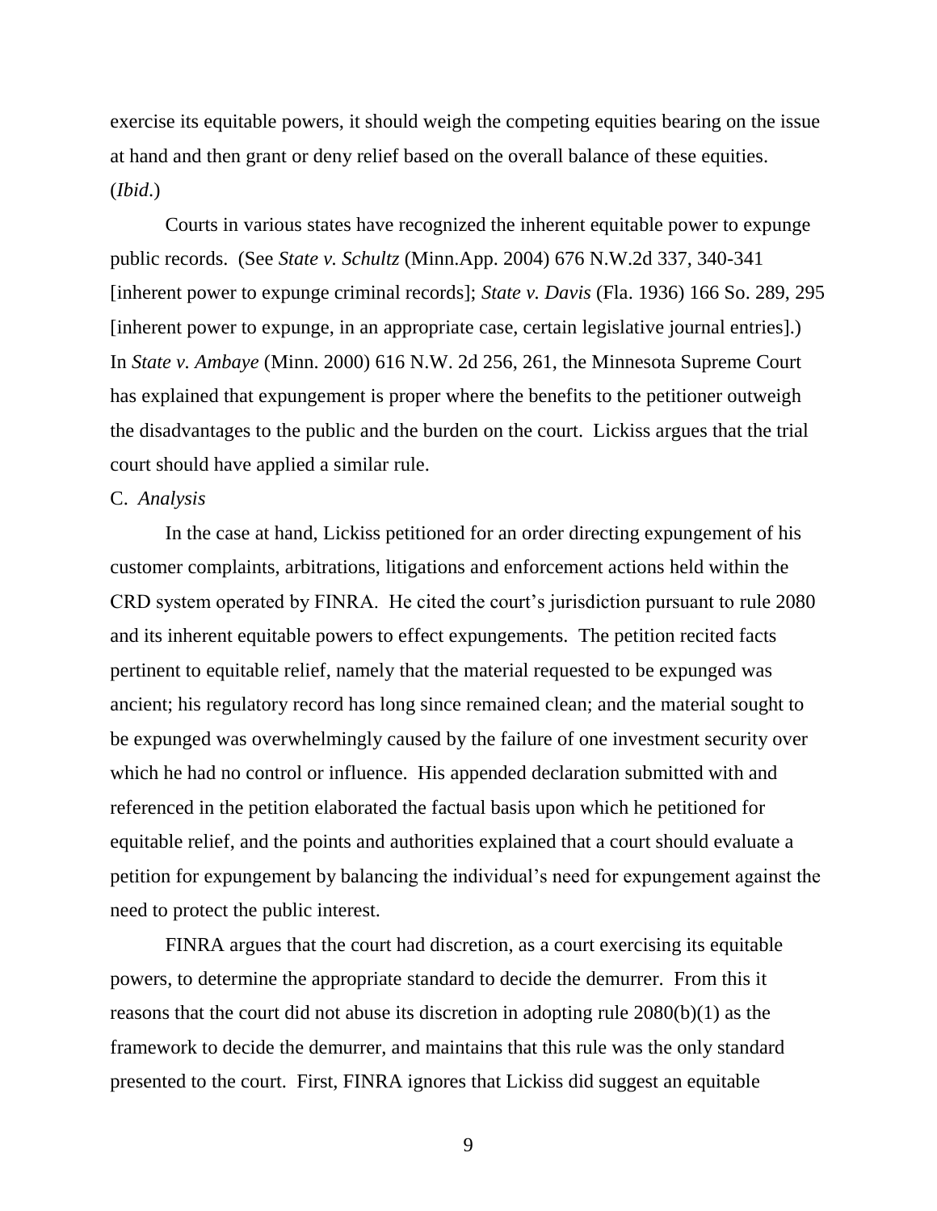exercise its equitable powers, it should weigh the competing equities bearing on the issue at hand and then grant or deny relief based on the overall balance of these equities. (*Ibid*.)

Courts in various states have recognized the inherent equitable power to expunge public records. (See *State v. Schultz* (Minn.App. 2004) 676 N.W.2d 337, 340-341 [inherent power to expunge criminal records]; *State v. Davis* (Fla. 1936) 166 So. 289, 295 [inherent power to expunge, in an appropriate case, certain legislative journal entries].) In *State v. Ambaye* (Minn. 2000) 616 N.W. 2d 256, 261, the Minnesota Supreme Court has explained that expungement is proper where the benefits to the petitioner outweigh the disadvantages to the public and the burden on the court. Lickiss argues that the trial court should have applied a similar rule.

C. *Analysis*

In the case at hand, Lickiss petitioned for an order directing expungement of his customer complaints, arbitrations, litigations and enforcement actions held within the CRD system operated by FINRA. He cited the court's jurisdiction pursuant to rule 2080 and its inherent equitable powers to effect expungements. The petition recited facts pertinent to equitable relief, namely that the material requested to be expunged was ancient; his regulatory record has long since remained clean; and the material sought to be expunged was overwhelmingly caused by the failure of one investment security over which he had no control or influence. His appended declaration submitted with and referenced in the petition elaborated the factual basis upon which he petitioned for equitable relief, and the points and authorities explained that a court should evaluate a petition for expungement by balancing the individual's need for expungement against the need to protect the public interest.

FINRA argues that the court had discretion, as a court exercising its equitable powers, to determine the appropriate standard to decide the demurrer. From this it reasons that the court did not abuse its discretion in adopting rule 2080(b)(1) as the framework to decide the demurrer, and maintains that this rule was the only standard presented to the court. First, FINRA ignores that Lickiss did suggest an equitable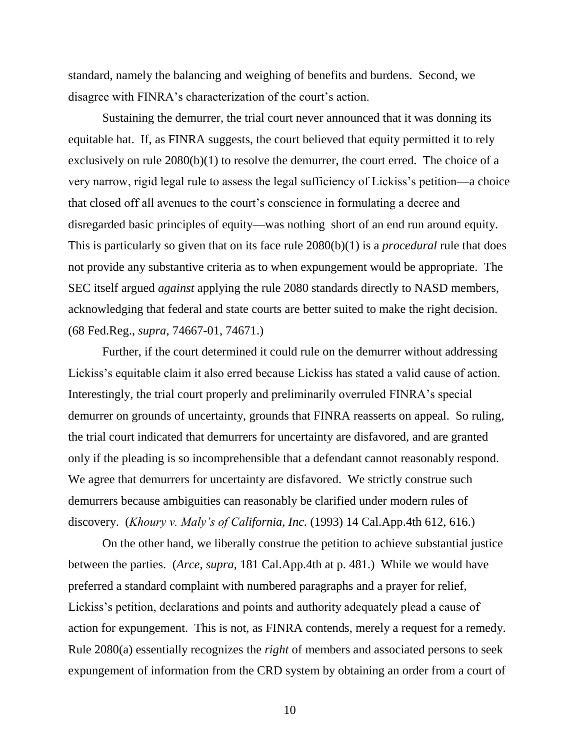standard, namely the balancing and weighing of benefits and burdens. Second, we disagree with FINRA's characterization of the court's action.

Sustaining the demurrer, the trial court never announced that it was donning its equitable hat. If, as FINRA suggests, the court believed that equity permitted it to rely exclusively on rule 2080(b)(1) to resolve the demurrer, the court erred. The choice of a very narrow, rigid legal rule to assess the legal sufficiency of Lickiss's petition—a choice that closed off all avenues to the court's conscience in formulating a decree and disregarded basic principles of equity—was nothing short of an end run around equity. This is particularly so given that on its face rule 2080(b)(1) is a *procedural* rule that does not provide any substantive criteria as to when expungement would be appropriate. The SEC itself argued *against* applying the rule 2080 standards directly to NASD members, acknowledging that federal and state courts are better suited to make the right decision. (68 Fed.Reg., *supra*, 74667-01, 74671.)

Further, if the court determined it could rule on the demurrer without addressing Lickiss's equitable claim it also erred because Lickiss has stated a valid cause of action. Interestingly, the trial court properly and preliminarily overruled FINRA's special demurrer on grounds of uncertainty, grounds that FINRA reasserts on appeal. So ruling, the trial court indicated that demurrers for uncertainty are disfavored, and are granted only if the pleading is so incomprehensible that a defendant cannot reasonably respond. We agree that demurrers for uncertainty are disfavored. We strictly construe such demurrers because ambiguities can reasonably be clarified under modern rules of discovery. (*Khoury v. Maly's of California, Inc.* (1993) 14 Cal.App.4th 612, 616.)

On the other hand, we liberally construe the petition to achieve substantial justice between the parties. (*Arce*, *supra*, 181 Cal.App.4th at p. 481.) While we would have preferred a standard complaint with numbered paragraphs and a prayer for relief, Lickiss's petition, declarations and points and authority adequately plead a cause of action for expungement. This is not, as FINRA contends, merely a request for a remedy. Rule 2080(a) essentially recognizes the *right* of members and associated persons to seek expungement of information from the CRD system by obtaining an order from a court of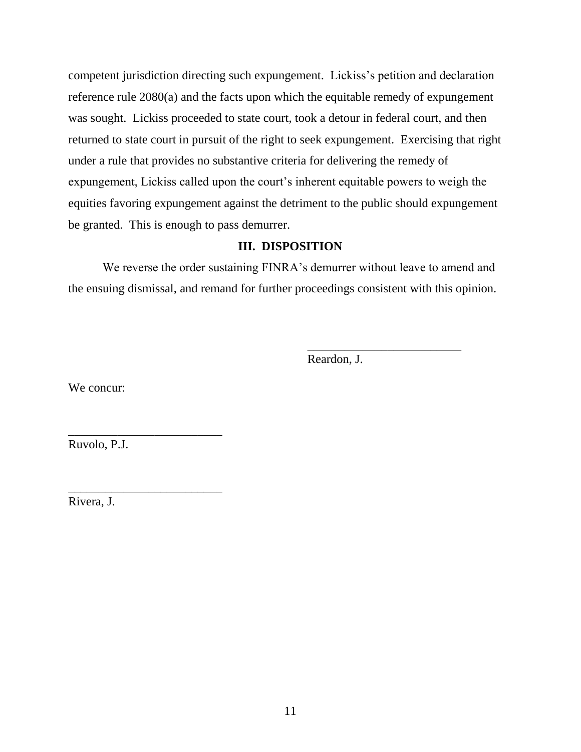competent jurisdiction directing such expungement. Lickiss's petition and declaration reference rule 2080(a) and the facts upon which the equitable remedy of expungement was sought. Lickiss proceeded to state court, took a detour in federal court, and then returned to state court in pursuit of the right to seek expungement. Exercising that right under a rule that provides no substantive criteria for delivering the remedy of expungement, Lickiss called upon the court's inherent equitable powers to weigh the equities favoring expungement against the detriment to the public should expungement be granted. This is enough to pass demurrer.

## III. DISPOSITION

We reverse the order sustaining FINRA's demurrer without leave to amend and the ensuing dismissal, and remand for further proceedings consistent with this opinion.

_________________________
Reardon, J.

We concur:

_________________________
Ruvolo, P.J.

_________________________
Rivera, J.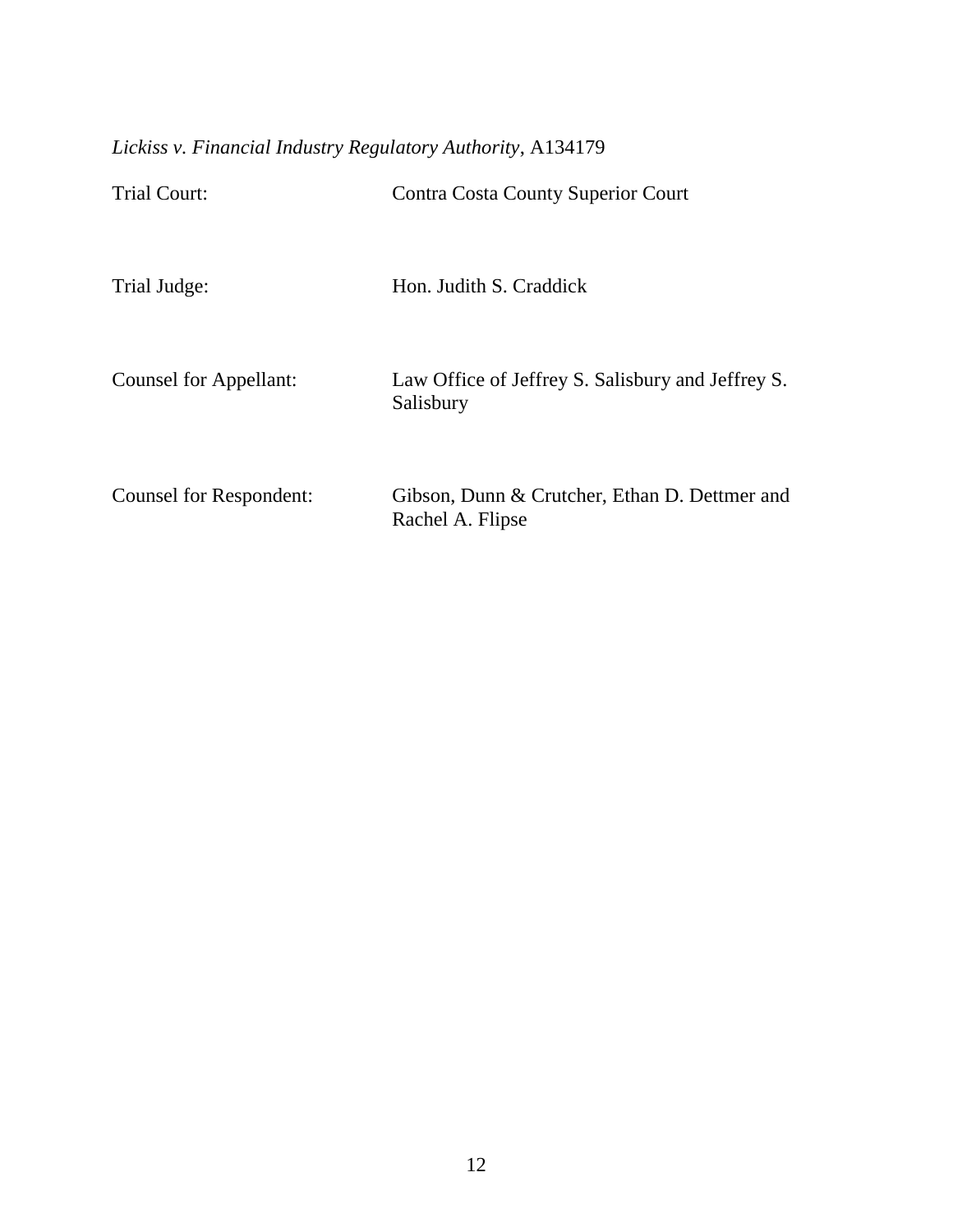*Lickiss v. Financial Industry Regulatory Authority*, A134179

Trial Court: Contra Costa County Superior Court

Trial Judge: Hon. Judith S. Craddick

Counsel for Appellant: Law Office of Jeffrey S. Salisbury and Jeffrey S. Salisbury

Counsel for Respondent: Gibson, Dunn & Crutcher, Ethan D. Dettmer and Rachel A. Flipse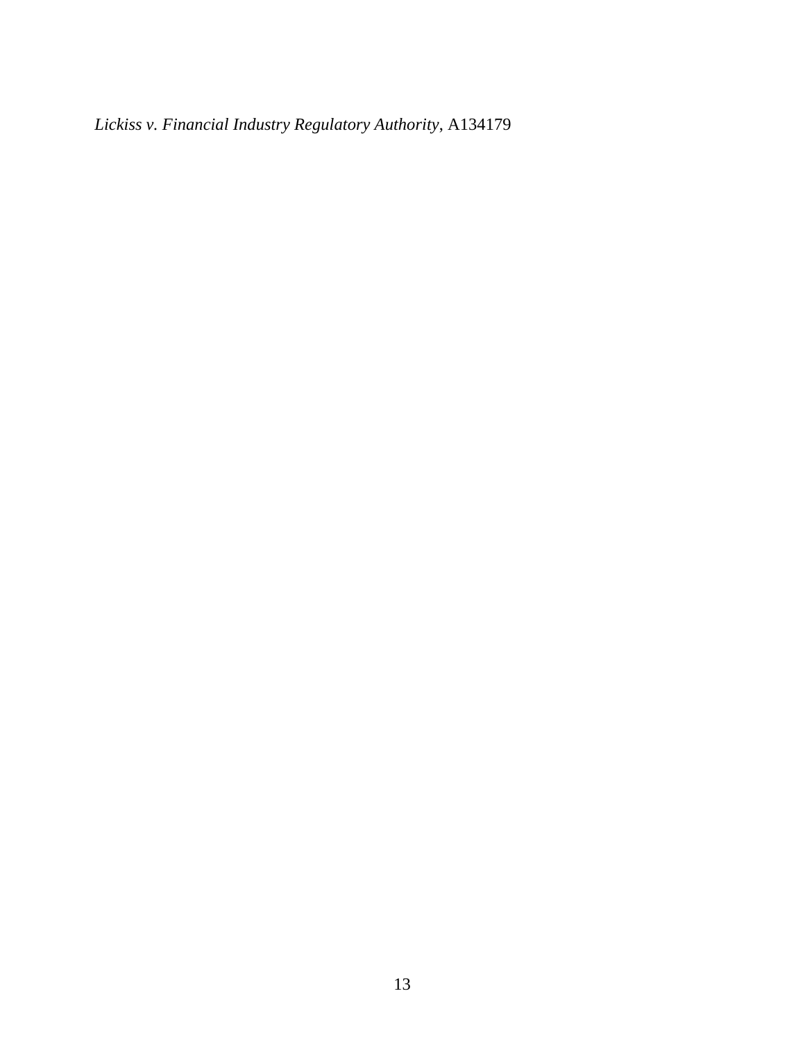*Lickiss v. Financial Industry Regulatory Authority*, A134179